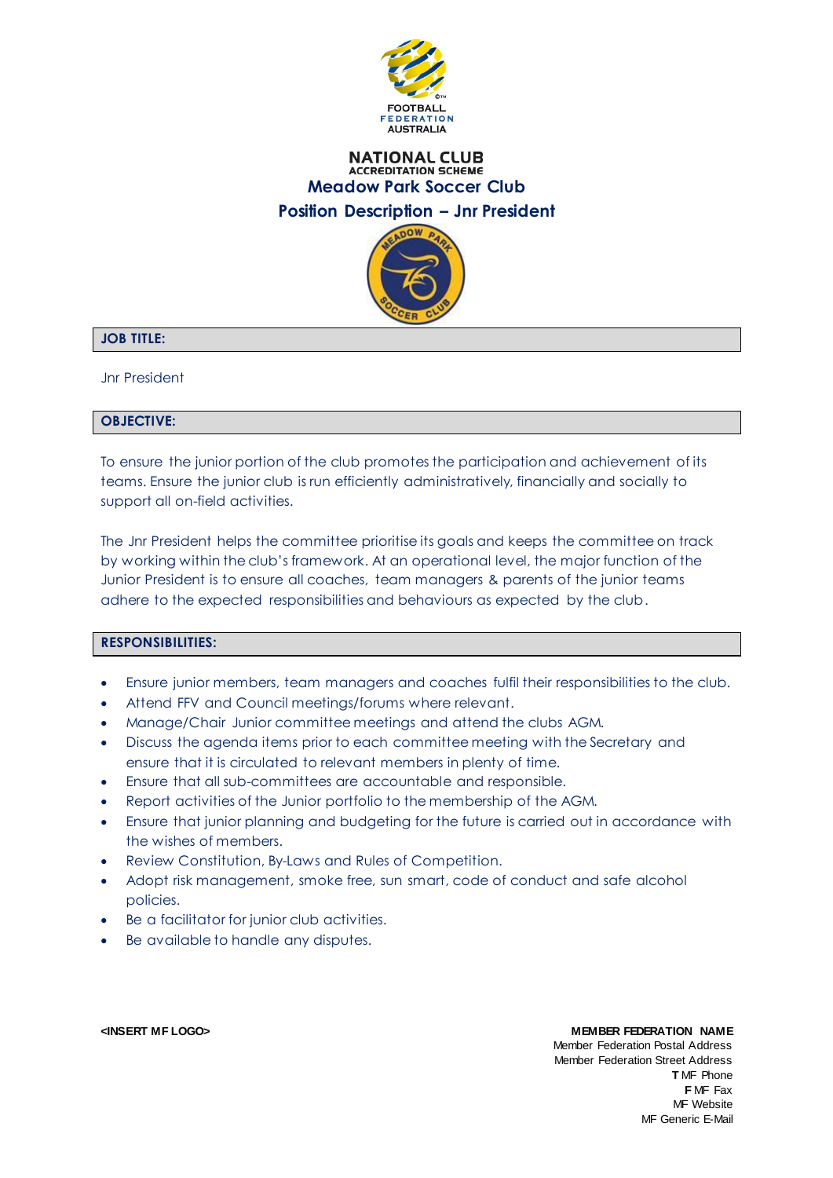FOOTBALL FEDERATION AUSTRALIA

# NATIONAL CLUB ACCREDITATION SCHEME

## Meadow Park Soccer Club

## Position Description – Jnr President

### JOB TITLE:

Jnr President

### OBJECTIVE:

To ensure the junior portion of the club promotes the participation and achievement of its teams. Ensure the junior club is run efficiently administratively, financially and socially to support all on-field activities.

The Jnr President helps the committee prioritise its goals and keeps the committee on track by working within the club's framework. At an operational level, the major function of the Junior President is to ensure all coaches, team managers & parents of the junior teams adhere to the expected responsibilities and behaviours as expected by the club.

### RESPONSIBILITIES:

- Ensure junior members, team managers and coaches fulfil their responsibilities to the club.
- Attend FFV and Council meetings/forums where relevant.
- Manage/Chair Junior committee meetings and attend the clubs AGM.
- Discuss the agenda items prior to each committee meeting with the Secretary and ensure that it is circulated to relevant members in plenty of time.
- Ensure that all sub-committees are accountable and responsible.
- Report activities of the Junior portfolio to the membership of the AGM.
- Ensure that junior planning and budgeting for the future is carried out in accordance with the wishes of members.
- Review Constitution, By-Laws and Rules of Competition.
- Adopt risk management, smoke free, sun smart, code of conduct and safe alcohol policies.
- Be a facilitator for junior club activities.
- Be available to handle any disputes.

**<INSERT MF LOGO>**

**MEMBER FEDERATION NAME**
Member Federation Postal Address
Member Federation Street Address
**T** MF Phone
**F** MF Fax
MF Website
MF Generic E-Mail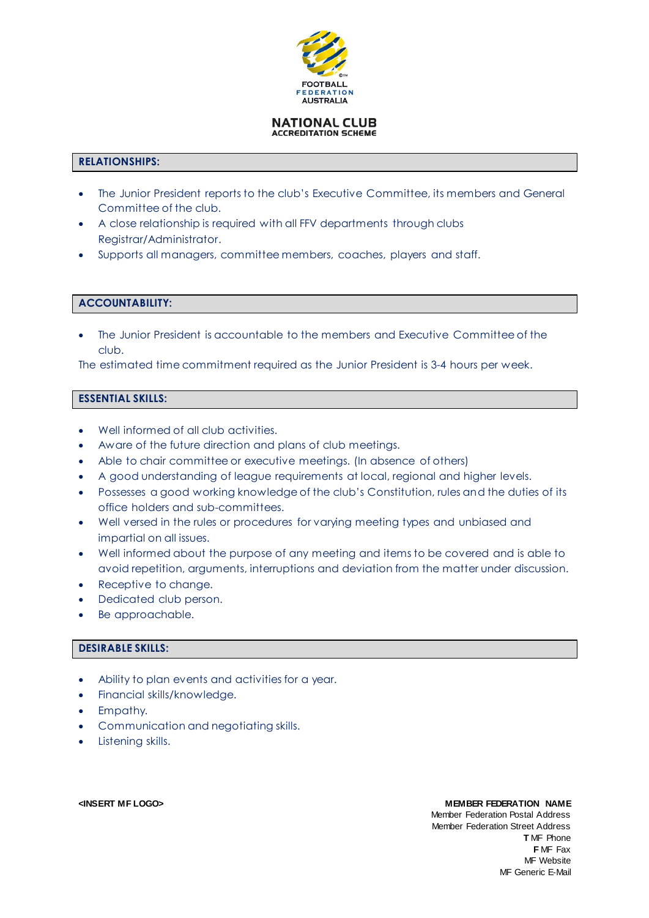FOOTBALL FEDERATION AUSTRALIA

NATIONAL CLUB ACCREDITATION SCHEME

## RELATIONSHIPS:

- The Junior President reports to the club's Executive Committee, its members and General Committee of the club.
- A close relationship is required with all FFV departments through clubs Registrar/Administrator.
- Supports all managers, committee members, coaches, players and staff.

## ACCOUNTABILITY:

- The Junior President is accountable to the members and Executive Committee of the club.

The estimated time commitment required as the Junior President is 3-4 hours per week.

## ESSENTIAL SKILLS:

- Well informed of all club activities.
- Aware of the future direction and plans of club meetings.
- Able to chair committee or executive meetings. (In absence of others)
- A good understanding of league requirements at local, regional and higher levels.
- Possesses a good working knowledge of the club's Constitution, rules and the duties of its office holders and sub-committees.
- Well versed in the rules or procedures for varying meeting types and unbiased and impartial on all issues.
- Well informed about the purpose of any meeting and items to be covered and is able to avoid repetition, arguments, interruptions and deviation from the matter under discussion.
- Receptive to change.
- Dedicated club person.
- Be approachable.

## DESIRABLE SKILLS:

- Ability to plan events and activities for a year.
- Financial skills/knowledge.
- Empathy.
- Communication and negotiating skills.
- Listening skills.

**<INSERT MF LOGO>**

**MEMBER FEDERATION NAME**
Member Federation Postal Address
Member Federation Street Address
**T** MF Phone
**F** MF Fax
MF Website
MF Generic E-Mail